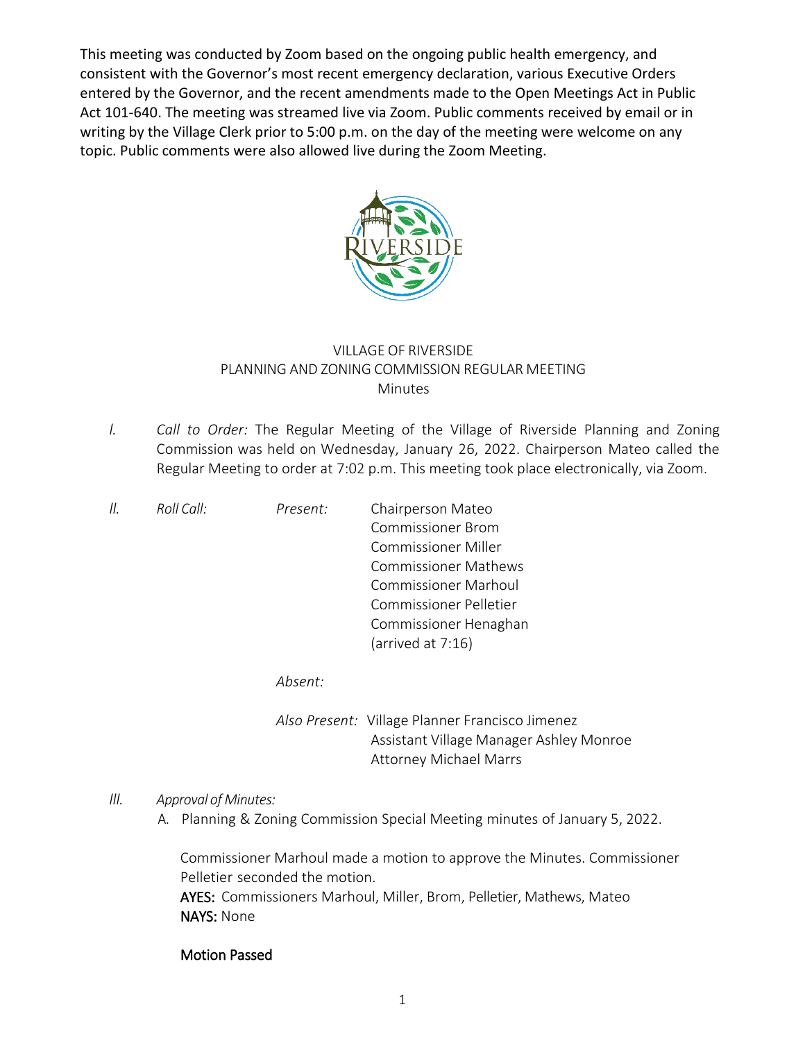This meeting was conducted by Zoom based on the ongoing public health emergency, and consistent with the Governor's most recent emergency declaration, various Executive Orders entered by the Governor, and the recent amendments made to the Open Meetings Act in Public Act 101-640. The meeting was streamed live via Zoom. Public comments received by email or in writing by the Village Clerk prior to 5:00 p.m. on the day of the meeting were welcome on any topic. Public comments were also allowed live during the Zoom Meeting.

# VILLAGE OF RIVERSIDE
## PLANNING AND ZONING COMMISSION REGULAR MEETING
### Minutes

*I.* *Call to Order:* The Regular Meeting of the Village of Riverside Planning and Zoning Commission was held on Wednesday, January 26, 2022. Chairperson Mateo called the Regular Meeting to order at 7:02 p.m. This meeting took place electronically, via Zoom.

*II.* *Roll Call:*

*Present:*
- Chairperson Mateo
- Commissioner Brom
- Commissioner Miller
- Commissioner Mathews
- Commissioner Marhoul
- Commissioner Pelletier
- Commissioner Henaghan (arrived at 7:16)

*Absent:*

*Also Present:*
- Village Planner Francisco Jimenez
- Assistant Village Manager Ashley Monroe
- Attorney Michael Marrs

*III.* *Approval of Minutes:*

A. Planning & Zoning Commission Special Meeting minutes of January 5, 2022.

Commissioner Marhoul made a motion to approve the Minutes. Commissioner Pelletier seconded the motion.
**AYES:** Commissioners Marhoul, Miller, Brom, Pelletier, Mathews, Mateo
**NAYS:** None

**Motion Passed**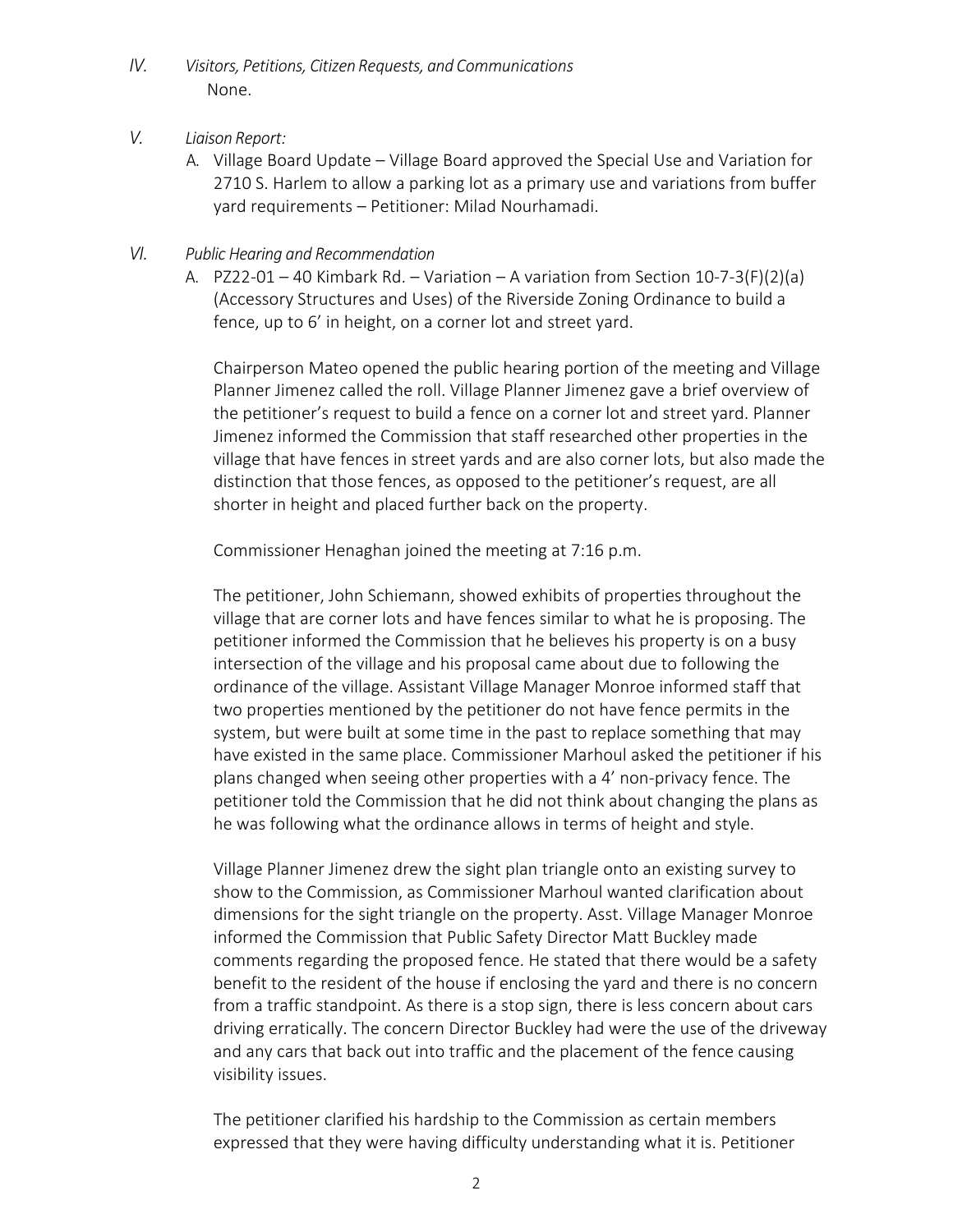IV. *Visitors, Petitions, Citizen Requests, and Communications*
None.

V. *Liaison Report:*

A. Village Board Update – Village Board approved the Special Use and Variation for 2710 S. Harlem to allow a parking lot as a primary use and variations from buffer yard requirements – Petitioner: Milad Nourhamadi.

VI. *Public Hearing and Recommendation*

A. PZ22-01 – 40 Kimbark Rd. – Variation – A variation from Section 10-7-3(F)(2)(a) (Accessory Structures and Uses) of the Riverside Zoning Ordinance to build a fence, up to 6' in height, on a corner lot and street yard.

Chairperson Mateo opened the public hearing portion of the meeting and Village Planner Jimenez called the roll. Village Planner Jimenez gave a brief overview of the petitioner's request to build a fence on a corner lot and street yard. Planner Jimenez informed the Commission that staff researched other properties in the village that have fences in street yards and are also corner lots, but also made the distinction that those fences, as opposed to the petitioner's request, are all shorter in height and placed further back on the property.

Commissioner Henaghan joined the meeting at 7:16 p.m.

The petitioner, John Schiemann, showed exhibits of properties throughout the village that are corner lots and have fences similar to what he is proposing. The petitioner informed the Commission that he believes his property is on a busy intersection of the village and his proposal came about due to following the ordinance of the village. Assistant Village Manager Monroe informed staff that two properties mentioned by the petitioner do not have fence permits in the system, but were built at some time in the past to replace something that may have existed in the same place. Commissioner Marhoul asked the petitioner if his plans changed when seeing other properties with a 4' non-privacy fence. The petitioner told the Commission that he did not think about changing the plans as he was following what the ordinance allows in terms of height and style.

Village Planner Jimenez drew the sight plan triangle onto an existing survey to show to the Commission, as Commissioner Marhoul wanted clarification about dimensions for the sight triangle on the property. Asst. Village Manager Monroe informed the Commission that Public Safety Director Matt Buckley made comments regarding the proposed fence. He stated that there would be a safety benefit to the resident of the house if enclosing the yard and there is no concern from a traffic standpoint. As there is a stop sign, there is less concern about cars driving erratically. The concern Director Buckley had were the use of the driveway and any cars that back out into traffic and the placement of the fence causing visibility issues.

The petitioner clarified his hardship to the Commission as certain members expressed that they were having difficulty understanding what it is. Petitioner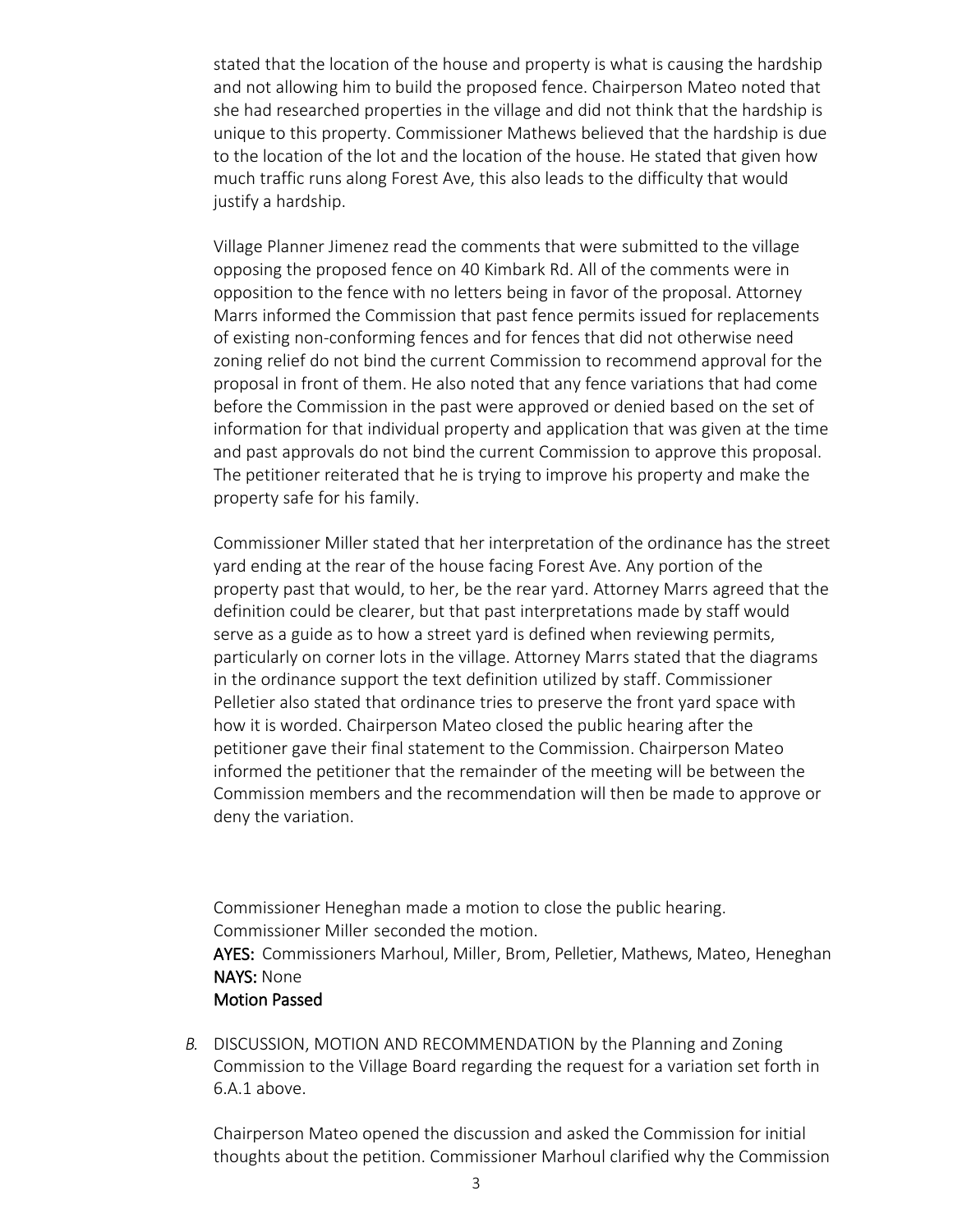stated that the location of the house and property is what is causing the hardship and not allowing him to build the proposed fence. Chairperson Mateo noted that she had researched properties in the village and did not think that the hardship is unique to this property. Commissioner Mathews believed that the hardship is due to the location of the lot and the location of the house. He stated that given how much traffic runs along Forest Ave, this also leads to the difficulty that would justify a hardship.

Village Planner Jimenez read the comments that were submitted to the village opposing the proposed fence on 40 Kimbark Rd. All of the comments were in opposition to the fence with no letters being in favor of the proposal. Attorney Marrs informed the Commission that past fence permits issued for replacements of existing non-conforming fences and for fences that did not otherwise need zoning relief do not bind the current Commission to recommend approval for the proposal in front of them. He also noted that any fence variations that had come before the Commission in the past were approved or denied based on the set of information for that individual property and application that was given at the time and past approvals do not bind the current Commission to approve this proposal. The petitioner reiterated that he is trying to improve his property and make the property safe for his family.

Commissioner Miller stated that her interpretation of the ordinance has the street yard ending at the rear of the house facing Forest Ave. Any portion of the property past that would, to her, be the rear yard. Attorney Marrs agreed that the definition could be clearer, but that past interpretations made by staff would serve as a guide as to how a street yard is defined when reviewing permits, particularly on corner lots in the village. Attorney Marrs stated that the diagrams in the ordinance support the text definition utilized by staff. Commissioner Pelletier also stated that ordinance tries to preserve the front yard space with how it is worded. Chairperson Mateo closed the public hearing after the petitioner gave their final statement to the Commission. Chairperson Mateo informed the petitioner that the remainder of the meeting will be between the Commission members and the recommendation will then be made to approve or deny the variation.

Commissioner Heneghan made a motion to close the public hearing.
Commissioner Miller seconded the motion.
**AYES:** Commissioners Marhoul, Miller, Brom, Pelletier, Mathews, Mateo, Heneghan
**NAYS:** None
**Motion Passed**

*B.* DISCUSSION, MOTION AND RECOMMENDATION by the Planning and Zoning Commission to the Village Board regarding the request for a variation set forth in 6.A.1 above.

Chairperson Mateo opened the discussion and asked the Commission for initial thoughts about the petition. Commissioner Marhoul clarified why the Commission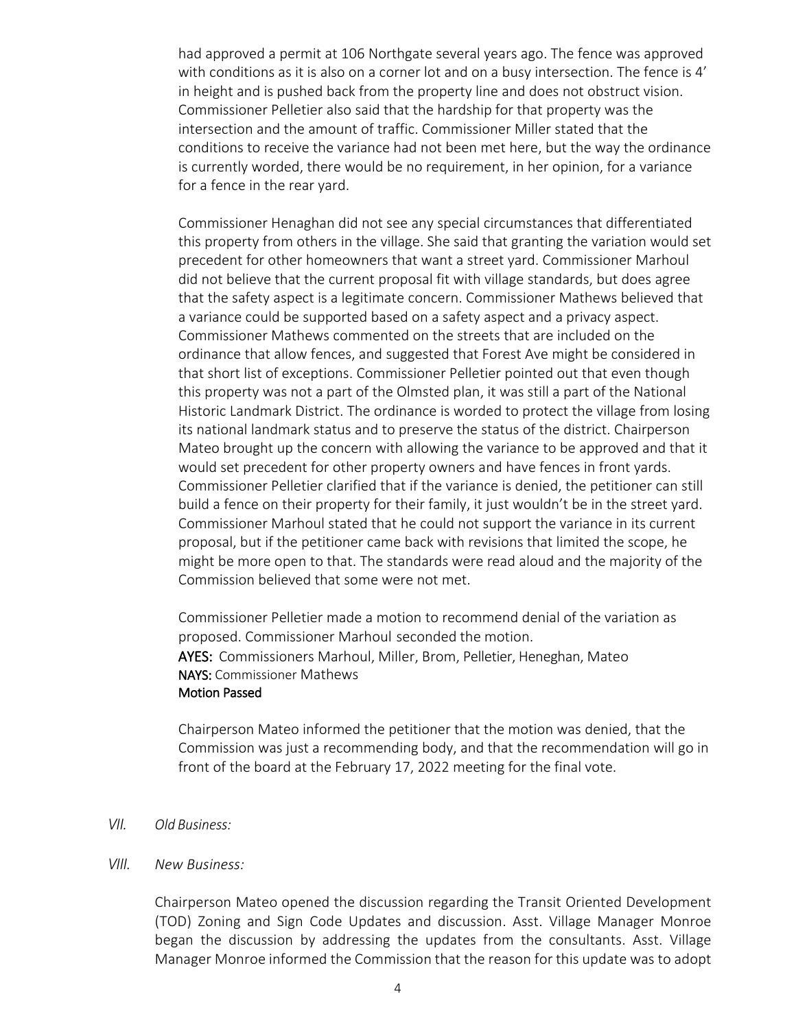had approved a permit at 106 Northgate several years ago. The fence was approved with conditions as it is also on a corner lot and on a busy intersection. The fence is 4' in height and is pushed back from the property line and does not obstruct vision. Commissioner Pelletier also said that the hardship for that property was the intersection and the amount of traffic. Commissioner Miller stated that the conditions to receive the variance had not been met here, but the way the ordinance is currently worded, there would be no requirement, in her opinion, for a variance for a fence in the rear yard.

Commissioner Henaghan did not see any special circumstances that differentiated this property from others in the village. She said that granting the variation would set precedent for other homeowners that want a street yard. Commissioner Marhoul did not believe that the current proposal fit with village standards, but does agree that the safety aspect is a legitimate concern. Commissioner Mathews believed that a variance could be supported based on a safety aspect and a privacy aspect. Commissioner Mathews commented on the streets that are included on the ordinance that allow fences, and suggested that Forest Ave might be considered in that short list of exceptions. Commissioner Pelletier pointed out that even though this property was not a part of the Olmsted plan, it was still a part of the National Historic Landmark District. The ordinance is worded to protect the village from losing its national landmark status and to preserve the status of the district. Chairperson Mateo brought up the concern with allowing the variance to be approved and that it would set precedent for other property owners and have fences in front yards. Commissioner Pelletier clarified that if the variance is denied, the petitioner can still build a fence on their property for their family, it just wouldn't be in the street yard. Commissioner Marhoul stated that he could not support the variance in its current proposal, but if the petitioner came back with revisions that limited the scope, he might be more open to that. The standards were read aloud and the majority of the Commission believed that some were not met.

Commissioner Pelletier made a motion to recommend denial of the variation as proposed. Commissioner Marhoul seconded the motion.
**AYES:** Commissioners Marhoul, Miller, Brom, Pelletier, Heneghan, Mateo
**NAYS:** Commissioner Mathews
**Motion Passed**

Chairperson Mateo informed the petitioner that the motion was denied, that the Commission was just a recommending body, and that the recommendation will go in front of the board at the February 17, 2022 meeting for the final vote.

*VII. Old Business:*

*VIII. New Business:*

Chairperson Mateo opened the discussion regarding the Transit Oriented Development (TOD) Zoning and Sign Code Updates and discussion. Asst. Village Manager Monroe began the discussion by addressing the updates from the consultants. Asst. Village Manager Monroe informed the Commission that the reason for this update was to adopt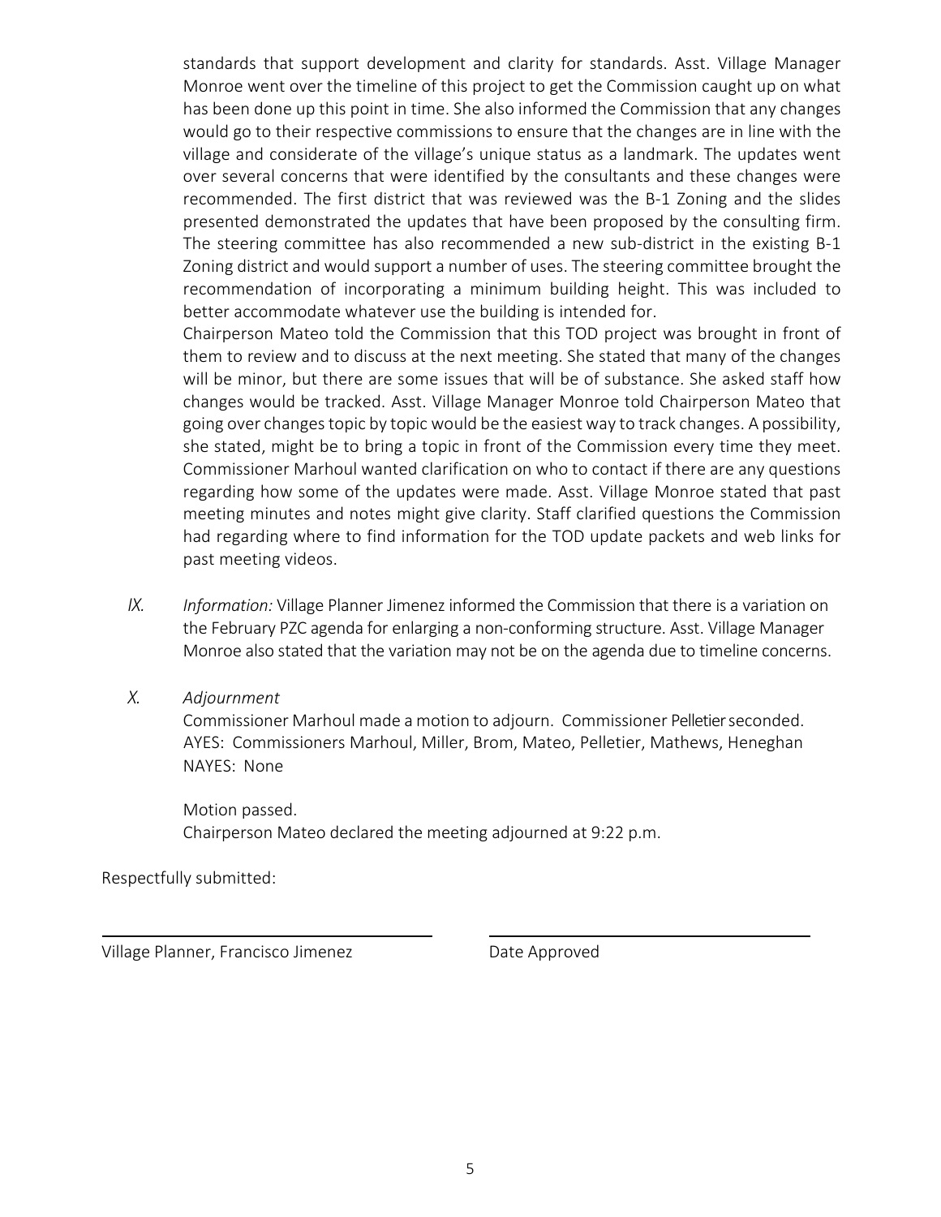standards that support development and clarity for standards. Asst. Village Manager Monroe went over the timeline of this project to get the Commission caught up on what has been done up this point in time. She also informed the Commission that any changes would go to their respective commissions to ensure that the changes are in line with the village and considerate of the village's unique status as a landmark. The updates went over several concerns that were identified by the consultants and these changes were recommended. The first district that was reviewed was the B-1 Zoning and the slides presented demonstrated the updates that have been proposed by the consulting firm. The steering committee has also recommended a new sub-district in the existing B-1 Zoning district and would support a number of uses. The steering committee brought the recommendation of incorporating a minimum building height. This was included to better accommodate whatever use the building is intended for.

Chairperson Mateo told the Commission that this TOD project was brought in front of them to review and to discuss at the next meeting. She stated that many of the changes will be minor, but there are some issues that will be of substance. She asked staff how changes would be tracked. Asst. Village Manager Monroe told Chairperson Mateo that going over changes topic by topic would be the easiest way to track changes. A possibility, she stated, might be to bring a topic in front of the Commission every time they meet. Commissioner Marhoul wanted clarification on who to contact if there are any questions regarding how some of the updates were made. Asst. Village Monroe stated that past meeting minutes and notes might give clarity. Staff clarified questions the Commission had regarding where to find information for the TOD update packets and web links for past meeting videos.

*IX.* *Information:* Village Planner Jimenez informed the Commission that there is a variation on the February PZC agenda for enlarging a non-conforming structure. Asst. Village Manager Monroe also stated that the variation may not be on the agenda due to timeline concerns.

*X.* *Adjournment*

Commissioner Marhoul made a motion to adjourn. Commissioner Pelletier seconded.
AYES: Commissioners Marhoul, Miller, Brom, Mateo, Pelletier, Mathews, Heneghan
NAYES: None

Motion passed.
Chairperson Mateo declared the meeting adjourned at 9:22 p.m.

Respectfully submitted:

______________________________ ______________________________
Village Planner, Francisco Jimenez Date Approved